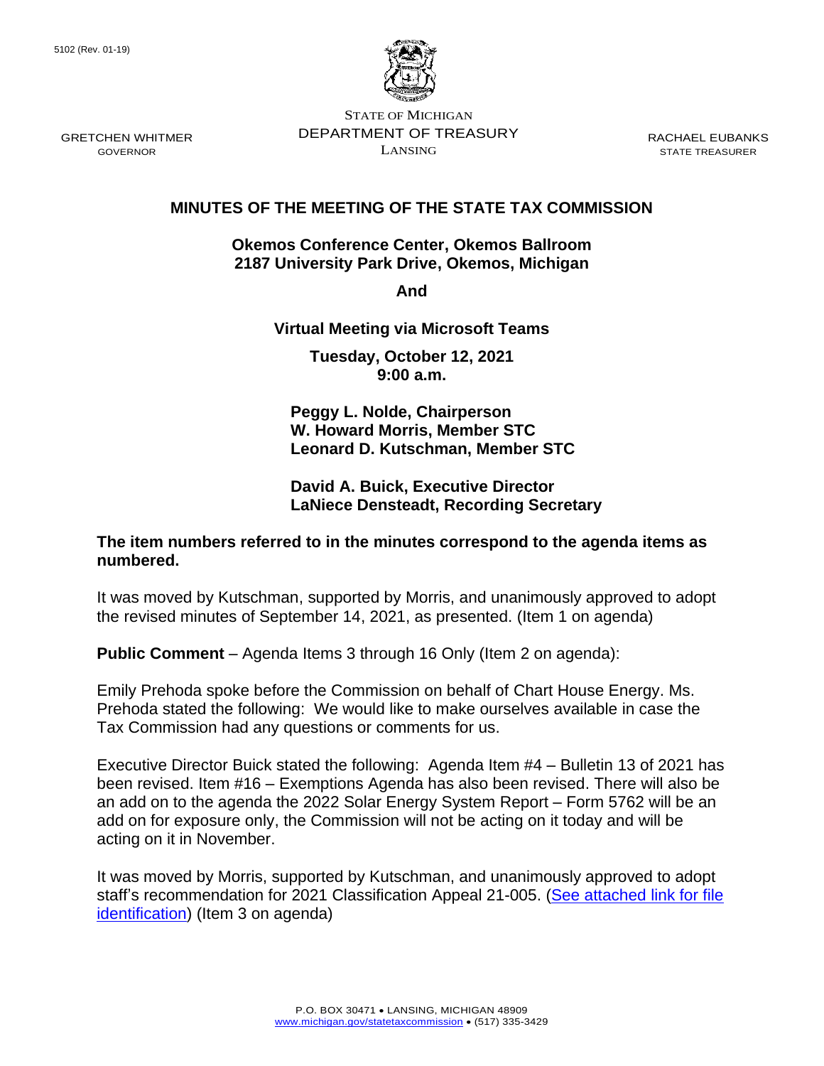5102 (Rev. 01-19)

STATE OF MICHIGAN
DEPARTMENT OF TREASURY
LANSING

GRETCHEN WHITMER
GOVERNOR

RACHAEL EUBANKS
STATE TREASURER

# MINUTES OF THE MEETING OF THE STATE TAX COMMISSION

**Okemos Conference Center, Okemos Ballroom**
**2187 University Park Drive, Okemos, Michigan**

**And**

**Virtual Meeting via Microsoft Teams**

**Tuesday, October 12, 2021**
**9:00 a.m.**

**Peggy L. Nolde, Chairperson**
**W. Howard Morris, Member STC**
**Leonard D. Kutschman, Member STC**

**David A. Buick, Executive Director**
**LaNiece Densteadt, Recording Secretary**

**The item numbers referred to in the minutes correspond to the agenda items as numbered.**

It was moved by Kutschman, supported by Morris, and unanimously approved to adopt the revised minutes of September 14, 2021, as presented. (Item 1 on agenda)

**Public Comment** – Agenda Items 3 through 16 Only (Item 2 on agenda):

Emily Prehoda spoke before the Commission on behalf of Chart House Energy. Ms. Prehoda stated the following: We would like to make ourselves available in case the Tax Commission had any questions or comments for us.

Executive Director Buick stated the following: Agenda Item #4 – Bulletin 13 of 2021 has been revised. Item #16 – Exemptions Agenda has also been revised. There will also be an add on to the agenda the 2022 Solar Energy System Report – Form 5762 will be an add on for exposure only, the Commission will not be acting on it today and will be acting on it in November.

It was moved by Morris, supported by Kutschman, and unanimously approved to adopt staff's recommendation for 2021 Classification Appeal 21-005. (See attached link for file identification) (Item 3 on agenda)

P.O. BOX 30471 • LANSING, MICHIGAN 48909
www.michigan.gov/statetaxcommission • (517) 335-3429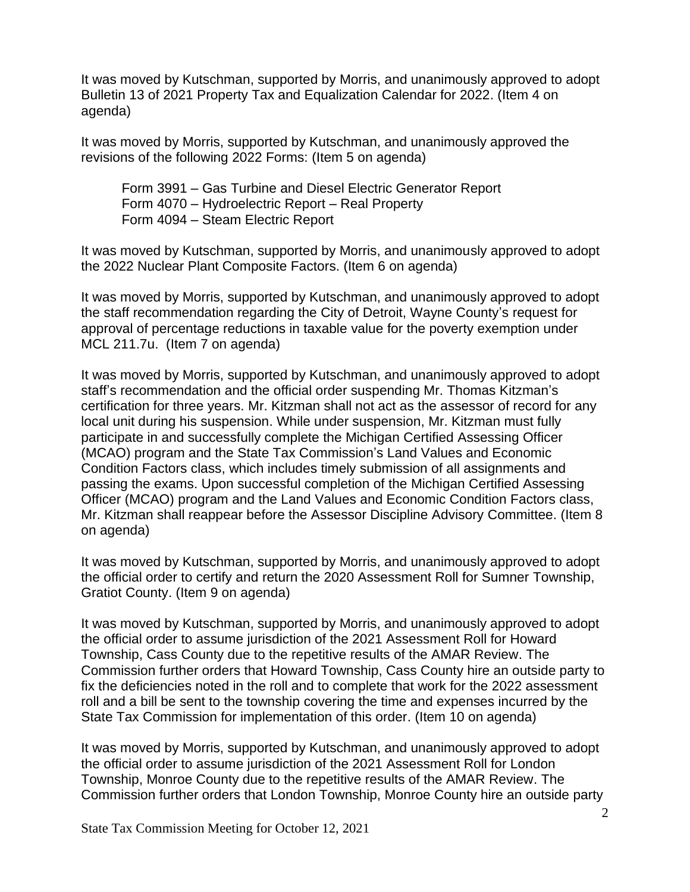It was moved by Kutschman, supported by Morris, and unanimously approved to adopt Bulletin 13 of 2021 Property Tax and Equalization Calendar for 2022. (Item 4 on agenda)

It was moved by Morris, supported by Kutschman, and unanimously approved the revisions of the following 2022 Forms: (Item 5 on agenda)

Form 3991 – Gas Turbine and Diesel Electric Generator Report
Form 4070 – Hydroelectric Report – Real Property
Form 4094 – Steam Electric Report

It was moved by Kutschman, supported by Morris, and unanimously approved to adopt the 2022 Nuclear Plant Composite Factors. (Item 6 on agenda)

It was moved by Morris, supported by Kutschman, and unanimously approved to adopt the staff recommendation regarding the City of Detroit, Wayne County's request for approval of percentage reductions in taxable value for the poverty exemption under MCL 211.7u. (Item 7 on agenda)

It was moved by Morris, supported by Kutschman, and unanimously approved to adopt staff's recommendation and the official order suspending Mr. Thomas Kitzman's certification for three years. Mr. Kitzman shall not act as the assessor of record for any local unit during his suspension. While under suspension, Mr. Kitzman must fully participate in and successfully complete the Michigan Certified Assessing Officer (MCAO) program and the State Tax Commission's Land Values and Economic Condition Factors class, which includes timely submission of all assignments and passing the exams. Upon successful completion of the Michigan Certified Assessing Officer (MCAO) program and the Land Values and Economic Condition Factors class, Mr. Kitzman shall reappear before the Assessor Discipline Advisory Committee. (Item 8 on agenda)

It was moved by Kutschman, supported by Morris, and unanimously approved to adopt the official order to certify and return the 2020 Assessment Roll for Sumner Township, Gratiot County. (Item 9 on agenda)

It was moved by Kutschman, supported by Morris, and unanimously approved to adopt the official order to assume jurisdiction of the 2021 Assessment Roll for Howard Township, Cass County due to the repetitive results of the AMAR Review. The Commission further orders that Howard Township, Cass County hire an outside party to fix the deficiencies noted in the roll and to complete that work for the 2022 assessment roll and a bill be sent to the township covering the time and expenses incurred by the State Tax Commission for implementation of this order. (Item 10 on agenda)

It was moved by Morris, supported by Kutschman, and unanimously approved to adopt the official order to assume jurisdiction of the 2021 Assessment Roll for London Township, Monroe County due to the repetitive results of the AMAR Review. The Commission further orders that London Township, Monroe County hire an outside party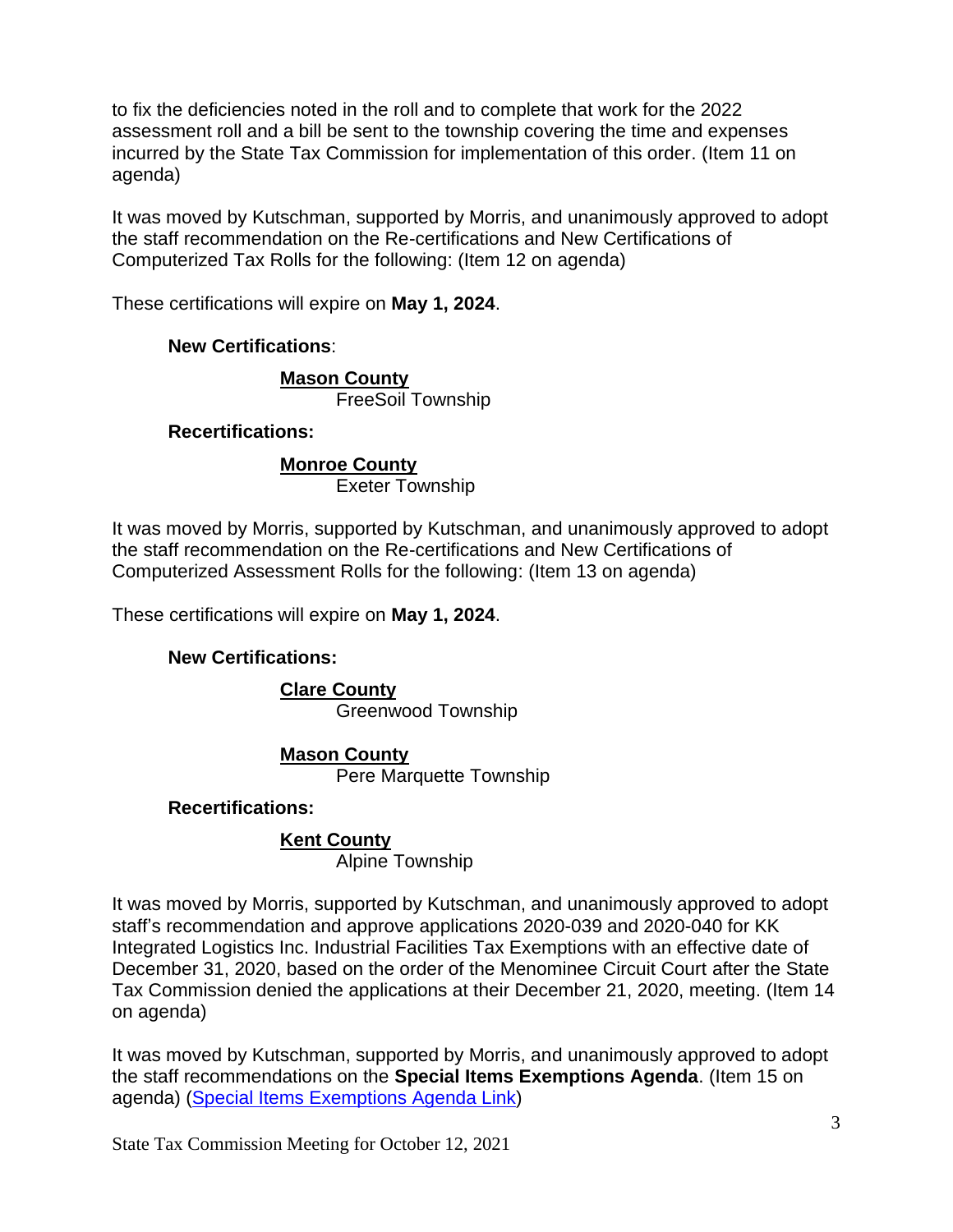to fix the deficiencies noted in the roll and to complete that work for the 2022 assessment roll and a bill be sent to the township covering the time and expenses incurred by the State Tax Commission for implementation of this order. (Item 11 on agenda)

It was moved by Kutschman, supported by Morris, and unanimously approved to adopt the staff recommendation on the Re-certifications and New Certifications of Computerized Tax Rolls for the following: (Item 12 on agenda)

These certifications will expire on **May 1, 2024**.

**New Certifications**:

**Mason County**
FreeSoil Township

**Recertifications:**

**Monroe County**
Exeter Township

It was moved by Morris, supported by Kutschman, and unanimously approved to adopt the staff recommendation on the Re-certifications and New Certifications of Computerized Assessment Rolls for the following: (Item 13 on agenda)

These certifications will expire on **May 1, 2024**.

**New Certifications:**

**Clare County**
Greenwood Township

**Mason County**
Pere Marquette Township

**Recertifications:**

**Kent County**
Alpine Township

It was moved by Morris, supported by Kutschman, and unanimously approved to adopt staff's recommendation and approve applications 2020-039 and 2020-040 for KK Integrated Logistics Inc. Industrial Facilities Tax Exemptions with an effective date of December 31, 2020, based on the order of the Menominee Circuit Court after the State Tax Commission denied the applications at their December 21, 2020, meeting. (Item 14 on agenda)

It was moved by Kutschman, supported by Morris, and unanimously approved to adopt the staff recommendations on the **Special Items Exemptions Agenda**. (Item 15 on agenda) (Special Items Exemptions Agenda Link)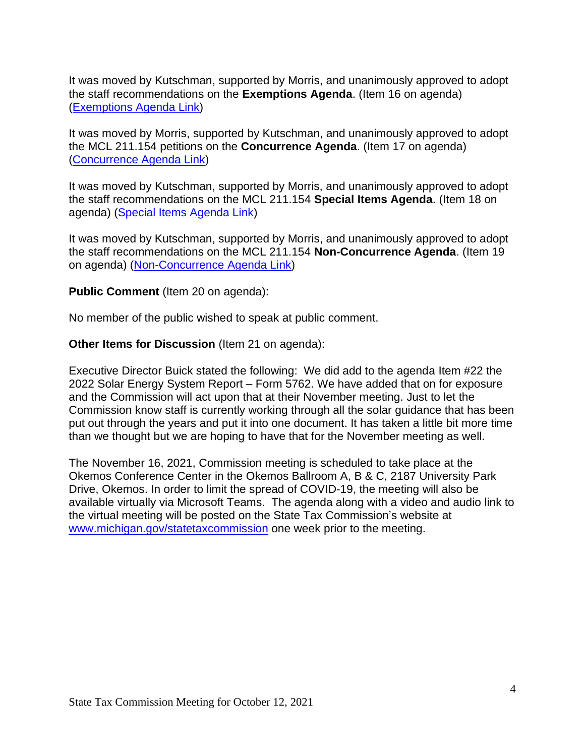It was moved by Kutschman, supported by Morris, and unanimously approved to adopt the staff recommendations on the **Exemptions Agenda**. (Item 16 on agenda) (Exemptions Agenda Link)

It was moved by Morris, supported by Kutschman, and unanimously approved to adopt the MCL 211.154 petitions on the **Concurrence Agenda**. (Item 17 on agenda) (Concurrence Agenda Link)

It was moved by Kutschman, supported by Morris, and unanimously approved to adopt the staff recommendations on the MCL 211.154 **Special Items Agenda**. (Item 18 on agenda) (Special Items Agenda Link)

It was moved by Kutschman, supported by Morris, and unanimously approved to adopt the staff recommendations on the MCL 211.154 **Non-Concurrence Agenda**. (Item 19 on agenda) (Non-Concurrence Agenda Link)

**Public Comment** (Item 20 on agenda):

No member of the public wished to speak at public comment.

**Other Items for Discussion** (Item 21 on agenda):

Executive Director Buick stated the following: We did add to the agenda Item #22 the 2022 Solar Energy System Report – Form 5762. We have added that on for exposure and the Commission will act upon that at their November meeting. Just to let the Commission know staff is currently working through all the solar guidance that has been put out through the years and put it into one document. It has taken a little bit more time than we thought but we are hoping to have that for the November meeting as well.

The November 16, 2021, Commission meeting is scheduled to take place at the Okemos Conference Center in the Okemos Ballroom A, B & C, 2187 University Park Drive, Okemos. In order to limit the spread of COVID-19, the meeting will also be available virtually via Microsoft Teams. The agenda along with a video and audio link to the virtual meeting will be posted on the State Tax Commission's website at www.michigan.gov/statetaxcommission one week prior to the meeting.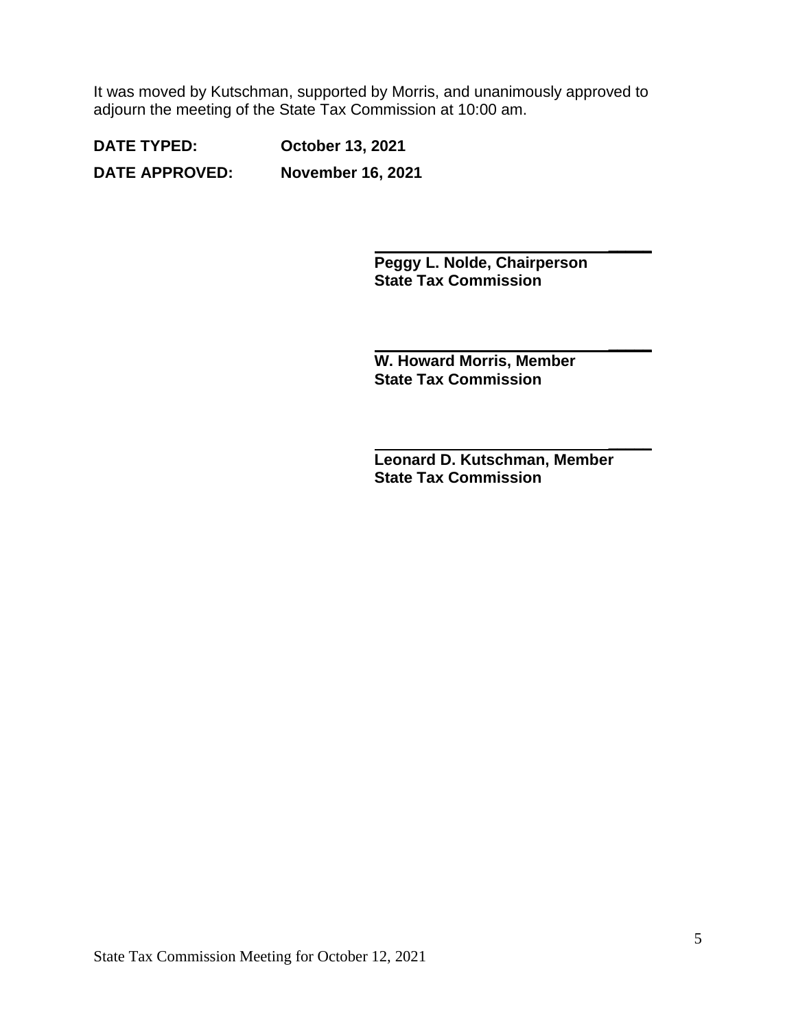It was moved by Kutschman, supported by Morris, and unanimously approved to adjourn the meeting of the State Tax Commission at 10:00 am.

**DATE TYPED:** **October 13, 2021**

**DATE APPROVED:** **November 16, 2021**

\_\_\_\_\_\_\_\_\_\_\_\_\_\_\_\_\_\_\_\_\_\_\_\_\_\_\_\_\_\_\_\_\_\_\_\_
**Peggy L. Nolde, Chairperson**
**State Tax Commission**

\_\_\_\_\_\_\_\_\_\_\_\_\_\_\_\_\_\_\_\_\_\_\_\_\_\_\_\_\_\_\_\_\_\_\_\_
**W. Howard Morris, Member**
**State Tax Commission**

\_\_\_\_\_\_\_\_\_\_\_\_\_\_\_\_\_\_\_\_\_\_\_\_\_\_\_\_\_\_\_\_\_\_\_\_
**Leonard D. Kutschman, Member**
**State Tax Commission**